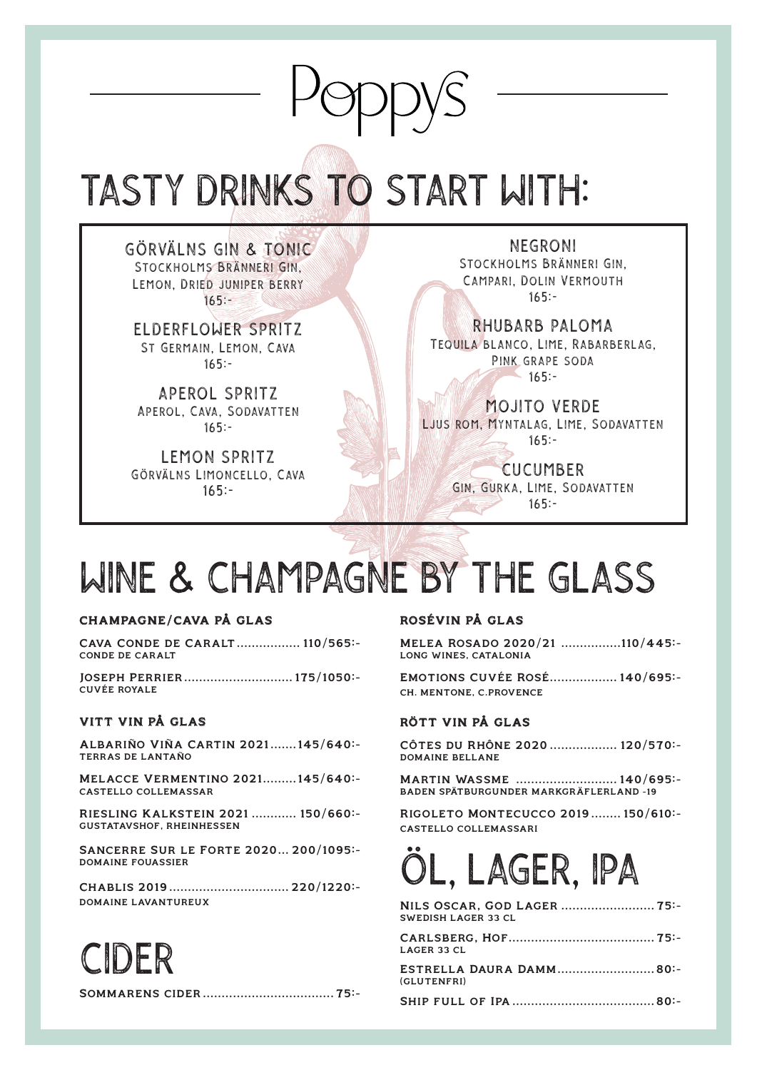# Poppys

## TASTY DRINKS TO START WITH:

**GÖRVÄLNS GIN & TONIC**
Stockholms Bränneri Gin, Lemon, Dried juniper berry
165:-

**ELDERFLOWER SPRITZ**
St Germain, Lemon, Cava
165:-

**APEROL SPRITZ**
Aperol, Cava, Sodavatten
165:-

**LEMON SPRITZ**
Görvälns Limoncello, Cava
165:-

**NEGRONI**
Stockholms Bränneri Gin, Campari, Dolin Vermouth
165:-

**RHUBARB PALOMA**
Tequila blanco, Lime, Rabarberlag, Pink grape soda
165:-

**MOJITO VERDE**
Ljus rom, Myntalag, Lime, Sodavatten
165:-

**CUCUMBER**
Gin, Gurka, Lime, Sodavatten
165:-

## WINE & CHAMPAGNE BY THE GLASS

### CHAMPAGNE/CAVA PÅ GLAS

**CAVA CONDE DE CARALT** ................. 110/565:-
CONDE DE CARALT

**JOSEPH PERRIER** ............................ 175/1050:-
CUVÉE ROYALE

### VITT VIN PÅ GLAS

**ALBARIÑO VIÑA CARTIN 2021** .......145/640:-
TERRAS DE LANTAÑO

**MELACCE VERMENTINO 2021** .........145/640:-
CASTELLO COLLEMASSAR

**RIESLING KALKSTEIN 2021** ............ 150/660:-
GUSTATAVSHOF, RHEINHESSEN

**SANCERRE SUR LE FORTE 2020**... 200/1095:-
DOMAINE FOUASSIER

**CHABLIS 2019** ................................ 220/1220:-
DOMAINE LAVANTUREUX

### ROSÉVIN PÅ GLAS

**MELEA ROSADO 2020/21** ................110/445:-
LONG WINES, CATALONIA

**EMOTIONS CUVÉE ROSÉ** .................. 140/695:-
CH. MENTONE, C.PROVENCE

### RÖTT VIN PÅ GLAS

**CÔTES DU RHÔNE 2020** .................. 120/570:-
DOMAINE BELLANE

**MARTIN WASSME** .......................... 140/695:-
BADEN SPÄTBURGUNDER MARKGRÄFLERLAND -19

**RIGOLETO MONTECUCCO 2019** ........ 150/610:-
CASTELLO COLLEMASSARI

## CIDER

**SOMMARENS CIDER** .................................. 75:-

## ÖL, LAGER, IPA

**NILS OSCAR, GOD LAGER** ......................... 75:-
SWEDISH LAGER 33 CL

**CARLSBERG, HOF** ....................................... 75:-
LAGER 33 CL

**ESTRELLA DAURA DAMM** .......................... 80:-
(GLUTENFRI)

**SHIP FULL OF IPA** ...................................... 80:-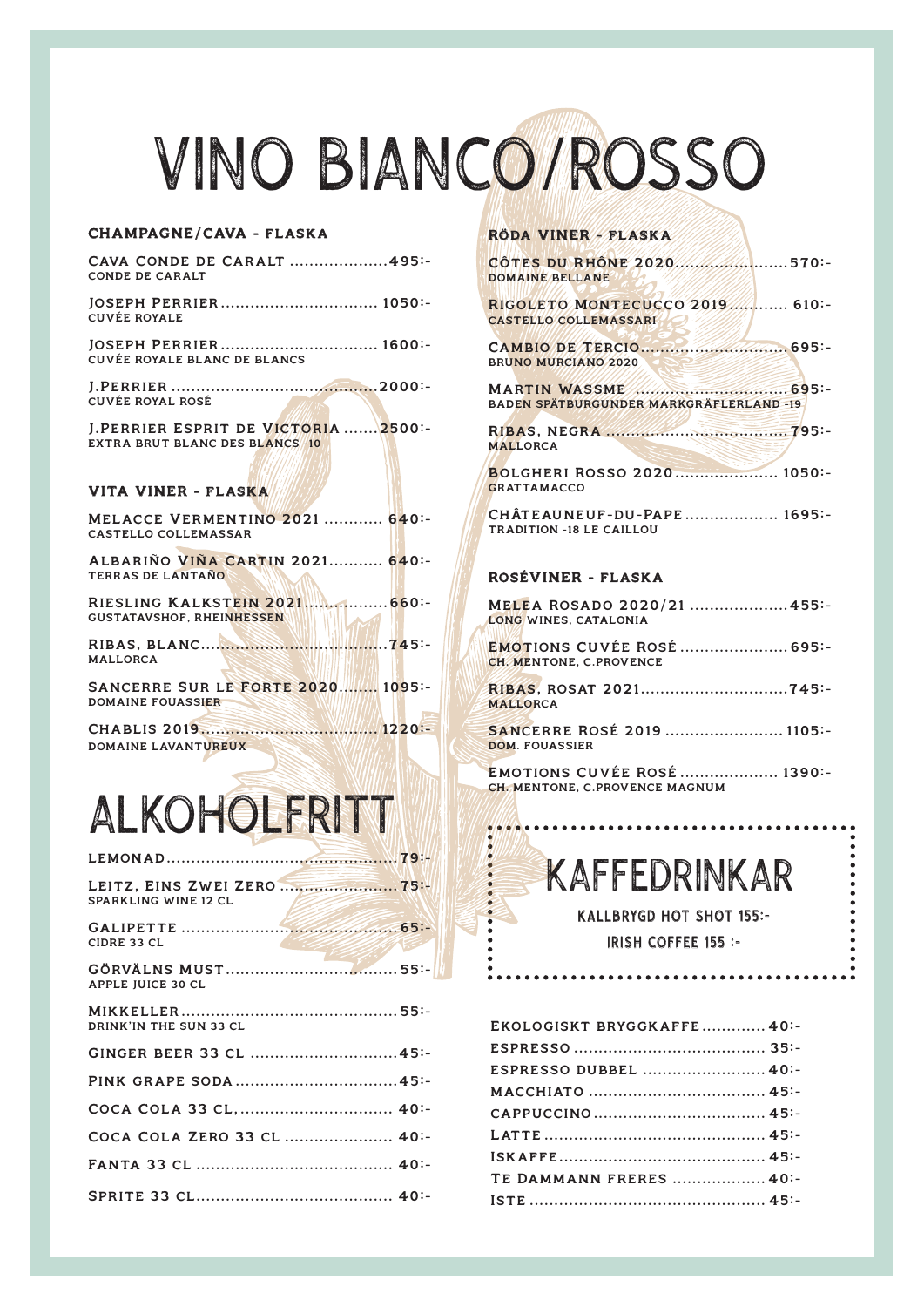# VINO BIANCO/ROSSO

## CHAMPAGNE/CAVA - FLASKA

**CAVA CONDE DE CARALT** .................... 495:-
CONDE DE CARALT

**JOSEPH PERRIER** ................................ 1050:-
CUVÉE ROYALE

**JOSEPH PERRIER** ................................ 1600:-
CUVÉE ROYALE BLANC DE BLANCS

**J.PERRIER** .......................................... 2000:-
CUVÉE ROYAL ROSÉ

**J.PERRIER ESPRIT DE VICTORIA** ....... 2500:-
EXTRA BRUT BLANC DES BLANCS -10

## VITA VINER - FLASKA

**MELACCE VERMENTINO 2021** ............ 640:-
CASTELLO COLLEMASSAR

**ALBARIÑO VIÑA CARTIN 2021** ........... 640:-
TERRAS DE LANTAÑO

**RIESLING KALKSTEIN 2021** ................ 660:-
GUSTATAVSHOF, RHEINHESSEN

**RIBAS, BLANC** ....................................... 745:-
MALLORCA

**SANCERRE SUR LE FORTE 2020** ........ 1095:-
DOMAINE FOUASSIER

**CHABLIS 2019** ...................................... 1220:-
DOMAINE LAVANTUREUX

## RÖDA VINER - FLASKA

**CÔTES DU RHÔNE 2020** ....................... 570:-
DOMAINE BELLANE

**RIGOLETO MONTECUCCO 2019** ............ 610:-
CASTELLO COLLEMASSARI

**CAMBIO DE TERCIO** .............................. 695:-
BRUNO MURCIANO 2020

**MARTIN WASSME** .................................. 695:-
BADEN SPÄTBURGUNDER MARKGRÄFLERLAND -19

**RIBAS, NEGRA** ....................................... 795:-
MALLORCA

**BOLGHERI ROSSO 2020** ....................... 1050:-
GRATTAMACCO

**CHÂTEAUNEUF-DU-PAPE** ...................... 1695:-
TRADITION -18 LE CAILLOU

## ROSÉVINER - FLASKA

**MELEA ROSADO 2020/21** ....................... 455:-
LONG WINES, CATALONIA

**EMOTIONS CUVÉE ROSÉ** ........................ 695:-
CH. MENTONE, C.PROVENCE

**RIBAS, ROSAT 2021** ............................... 745:-
MALLORCA

**SANCERRE ROSÉ 2019** ......................... 1105:-
DOM. FOUASSIER

**EMOTIONS CUVÉE ROSÉ** ....................... 1390:-
CH. MENTONE, C.PROVENCE MAGNUM

# ALKOHOLFRITT

**LEMONAD** ................................................ 79:-

**LEITZ, EINS ZWEI ZERO** ........................ 75:-
SPARKLING WINE 12 CL

**GALIPETTE** ............................................. 65:-
CIDRE 33 CL

**GÖRVÄLNS MUST** .................................... 55:-
APPLE JUICE 30 CL

**MIKKELLER** ............................................. 55:-
DRINK'IN THE SUN 33 CL

GINGER BEER 33 CL ................................ 45:-

PINK GRAPE SODA .................................. 45:-

COCA COLA 33 CL, ................................. 40:-

COCA COLA ZERO 33 CL ....................... 40:-

FANTA 33 CL ........................................... 40:-

SPRITE 33 CL .......................................... 40:-

# KAFFEDRINKAR

KALLBRYGD HOT SHOT 155:-

IRISH COFFEE 155 :-

EKOLOGISKT BRYGGKAFFE ............. 40:-
ESPRESSO ........................................ 35:-
ESPRESSO DUBBEL ......................... 40:-
MACCHIATO ..................................... 45:-
CAPPUCCINO .................................... 45:-
LATTE ............................................... 45:-
ISKAFFE ........................................... 45:-
TE DAMMANN FRERES ................... 40:-
ISTE .................................................. 45:-